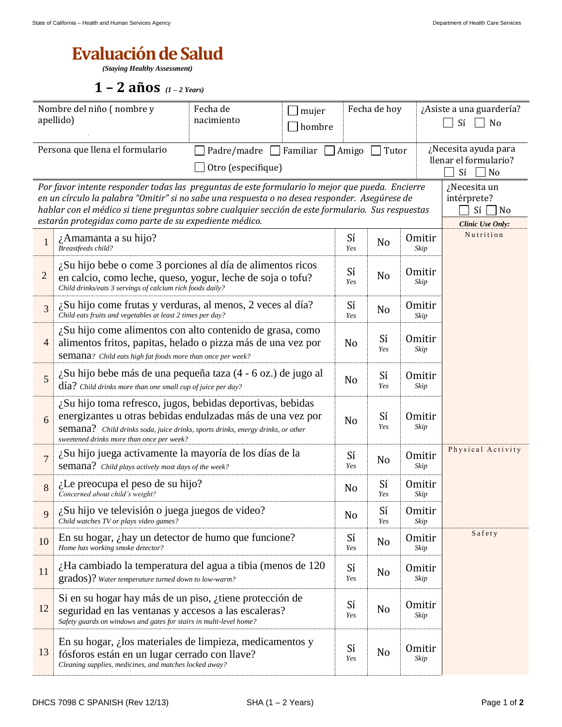# Evaluación de Salud

*(Staying Healthy Assessment)*

## 1 – 2 años *(1 – 2 Years)*

| Nombre del niño ( nombre y apellido) | Fecha de nacimiento | ☐ mujer ☐ hombre | Fecha de hoy | ¿Asiste a una guardería? ☐ Sí ☐ No |
|---|---|---|---|---|
| Persona que llena el formulario | ☐ Padre/madre ☐ Familiar ☐ Amigo ☐ Tutor ☐ Otro (especifique) | | | ¿Necesita ayuda para llenar el formulario? ☐ Sí ☐ No |

*Por favor intente responder todas las preguntas de este formulario lo mejor que pueda. Encierre en un círculo la palabra "Omitir" si no sabe una respuesta o no desea responder. Asegúrese de hablar con el médico si tiene preguntas sobre cualquier sección de este formulario. Sus respuestas estarán protegidas como parte de su expediente médico.*

¿Necesita un intérprete? ☐ Sí ☐ No

| # | Pregunta | | | | *Clinic Use Only:* |
|---|---|---|---|---|---|
| 1 | ¿Amamanta a su hijo? *Breastfeeds child?* | Sí *Yes* | No | Omitir *Skip* | Nutrition |
| 2 | ¿Su hijo bebe o come 3 porciones al día de alimentos ricos en calcio, como leche, queso, yogur, leche de soja o tofu? *Child drinks/eats 3 servings of calcium rich foods daily?* | Sí *Yes* | No | Omitir *Skip* | |
| 3 | ¿Su hijo come frutas y verduras, al menos, 2 veces al día? *Child eats fruits and vegetables at least 2 times per day?* | Sí *Yes* | No | Omitir *Skip* | |
| 4 | ¿Su hijo come alimentos con alto contenido de grasa, como alimentos fritos, papitas, helado o pizza más de una vez por semana? *Child eats high fat foods more than once per week?* | No | Sí *Yes* | Omitir *Skip* | |
| 5 | ¿Su hijo bebe más de una pequeña taza (4 - 6 oz.) de jugo al día? *Child drinks more than one small cup of juice per day?* | No | Sí *Yes* | Omitir *Skip* | |
| 6 | ¿Su hijo toma refresco, jugos, bebidas deportivas, bebidas energizantes u otras bebidas endulzadas más de una vez por semana? *Child drinks soda, juice drinks, sports drinks, energy drinks, or other sweetened drinks more than once per week?* | No | Sí *Yes* | Omitir *Skip* | |
| 7 | ¿Su hijo juega activamente la mayoría de los días de la semana? *Child plays actively most days of the week?* | Sí *Yes* | No | Omitir *Skip* | Physical Activity |
| 8 | ¿Le preocupa el peso de su hijo? *Concerned about child's weight?* | No | Sí *Yes* | Omitir *Skip* | |
| 9 | ¿Su hijo ve televisión o juega juegos de video? *Child watches TV or plays video games?* | No | Sí *Yes* | Omitir *Skip* | |
| 10 | En su hogar, ¿hay un detector de humo que funcione? *Home has working smoke detector?* | Sí *Yes* | No | Omitir *Skip* | Safety |
| 11 | ¿Ha cambiado la temperatura del agua a tibia (menos de 120 grados)? *Water temperature turned down to low-warm?* | Sí *Yes* | No | Omitir *Skip* | |
| 12 | Si en su hogar hay más de un piso, ¿tiene protección de seguridad en las ventanas y accesos a las escaleras? *Safety guards on windows and gates for stairs in multi-level home?* | Sí *Yes* | No | Omitir *Skip* | |
| 13 | En su hogar, ¿los materiales de limpieza, medicamentos y fósforos están en un lugar cerrado con llave? *Cleaning supplies, medicines, and matches locked away?* | Sí *Yes* | No | Omitir *Skip* | |

DHCS 7098 C SPANISH (Rev 12/13) SHA (1 – 2 Years)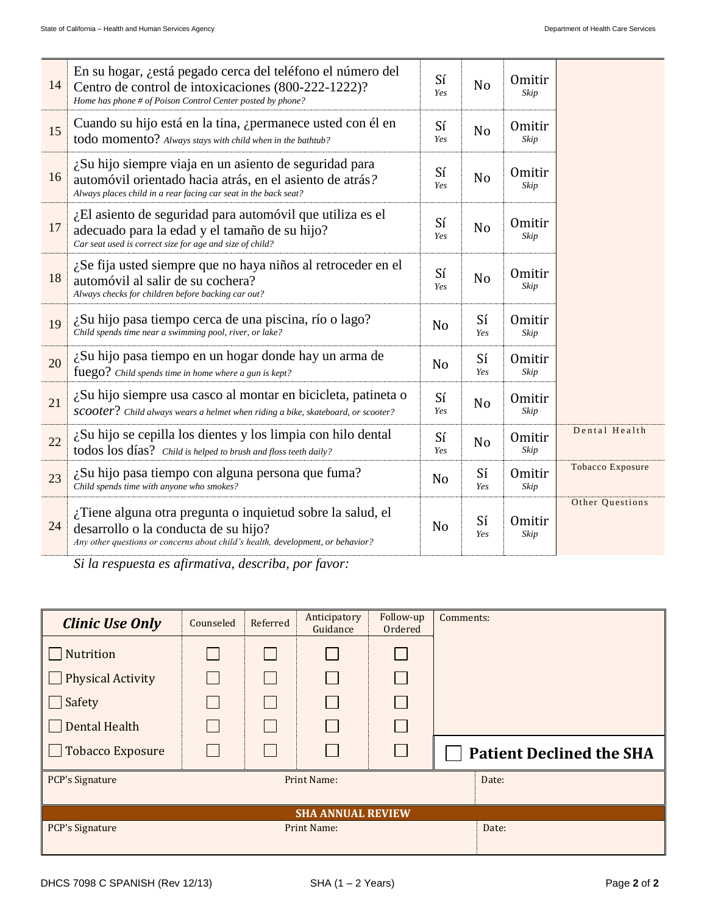| | | | | | |
|---|---|---|---|---|---|
| 14 | En su hogar, ¿está pegado cerca del teléfono el número del Centro de control de intoxicaciones (800-222-1222)? *Home has phone # of Poison Control Center posted by phone?* | Sí *Yes* | No | Omitir *Skip* | |
| 15 | Cuando su hijo está en la tina, ¿permanece usted con él en todo momento? *Always stays with child when in the bathtub?* | Sí *Yes* | No | Omitir *Skip* | |
| 16 | ¿Su hijo siempre viaja en un asiento de seguridad para automóvil orientado hacia atrás, en el asiento de atrás? *Always places child in a rear facing car seat in the back seat?* | Sí *Yes* | No | Omitir *Skip* | |
| 17 | ¿El asiento de seguridad para automóvil que utiliza es el adecuado para la edad y el tamaño de su hijo? *Car seat used is correct size for age and size of child?* | Sí *Yes* | No | Omitir *Skip* | |
| 18 | ¿Se fija usted siempre que no haya niños al retroceder en el automóvil al salir de su cochera? *Always checks for children before backing car out?* | Sí *Yes* | No | Omitir *Skip* | |
| 19 | ¿Su hijo pasa tiempo cerca de una piscina, río o lago? *Child spends time near a swimming pool, river, or lake?* | No | Sí *Yes* | Omitir *Skip* | |
| 20 | ¿Su hijo pasa tiempo en un hogar donde hay un arma de fuego? *Child spends time in home where a gun is kept?* | No | Sí *Yes* | Omitir *Skip* | |
| 21 | ¿Su hijo siempre usa casco al montar en bicicleta, patineta o scooter? *Child always wears a helmet when riding a bike, skateboard, or scooter?* | Sí *Yes* | No | Omitir *Skip* | |
| 22 | ¿Su hijo se cepilla los dientes y los limpia con hilo dental todos los días? *Child is helped to brush and floss teeth daily?* | Sí *Yes* | No | Omitir *Skip* | Dental Health |
| 23 | ¿Su hijo pasa tiempo con alguna persona que fuma? *Child spends time with anyone who smokes?* | No | Sí *Yes* | Omitir *Skip* | Tobacco Exposure |
| 24 | ¿Tiene alguna otra pregunta o inquietud sobre la salud, el desarrollo o la conducta de su hijo? *Any other questions or concerns about child's health, development, or behavior?* | No | Sí *Yes* | Omitir *Skip* | Other Questions |

*Si la respuesta es afirmativa, describa, por favor:*

| ***Clinic Use Only*** | Counseled | Referred | Anticipatory Guidance | Follow-up Ordered | Comments: |
|---|---|---|---|---|---|
| ☐ Nutrition | ☐ | ☐ | ☐ | ☐ | |
| ☐ Physical Activity | ☐ | ☐ | ☐ | ☐ | |
| ☐ Safety | ☐ | ☐ | ☐ | ☐ | |
| ☐ Dental Health | ☐ | ☐ | ☐ | ☐ | |
| ☐ Tobacco Exposure | ☐ | ☐ | ☐ | ☐ | ☐ **Patient Declined the SHA** |

| PCP's Signature | Print Name: | Date: |
|---|---|---|
| | | |

**SHA ANNUAL REVIEW**

| PCP's Signature | Print Name: | Date: |
|---|---|---|
| | | |

DHCS 7098 C SPANISH (Rev 12/13) SHA (1 – 2 Years)